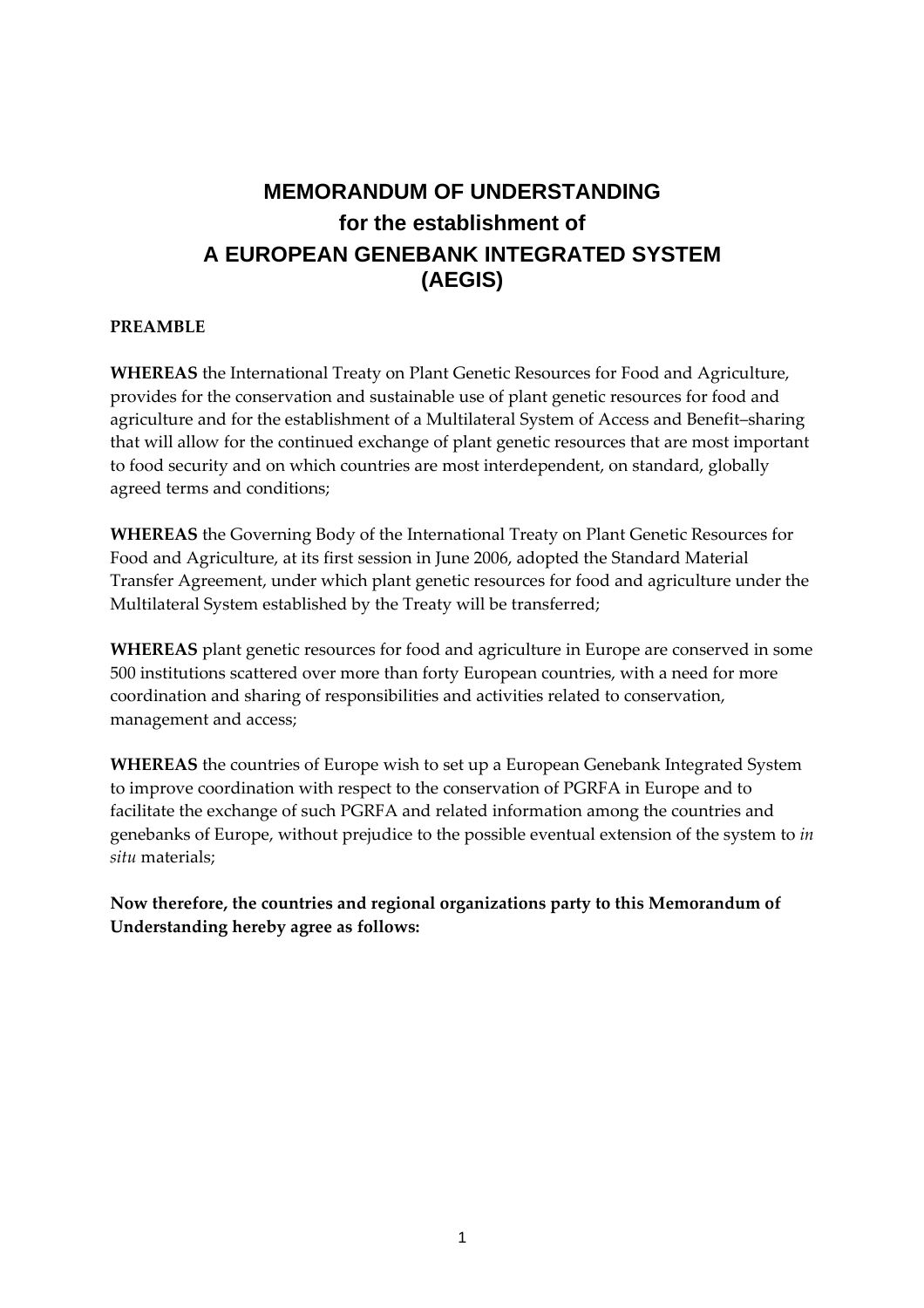# MEMORANDUM OF UNDERSTANDING
## for the establishment of
## A EUROPEAN GENEBANK INTEGRATED SYSTEM (AEGIS)

**PREAMBLE**

**WHEREAS** the International Treaty on Plant Genetic Resources for Food and Agriculture, provides for the conservation and sustainable use of plant genetic resources for food and agriculture and for the establishment of a Multilateral System of Access and Benefit–sharing that will allow for the continued exchange of plant genetic resources that are most important to food security and on which countries are most interdependent, on standard, globally agreed terms and conditions;

**WHEREAS** the Governing Body of the International Treaty on Plant Genetic Resources for Food and Agriculture, at its first session in June 2006, adopted the Standard Material Transfer Agreement, under which plant genetic resources for food and agriculture under the Multilateral System established by the Treaty will be transferred;

**WHEREAS** plant genetic resources for food and agriculture in Europe are conserved in some 500 institutions scattered over more than forty European countries, with a need for more coordination and sharing of responsibilities and activities related to conservation, management and access;

**WHEREAS** the countries of Europe wish to set up a European Genebank Integrated System to improve coordination with respect to the conservation of PGRFA in Europe and to facilitate the exchange of such PGRFA and related information among the countries and genebanks of Europe, without prejudice to the possible eventual extension of the system to *in situ* materials;

**Now therefore, the countries and regional organizations party to this Memorandum of Understanding hereby agree as follows:**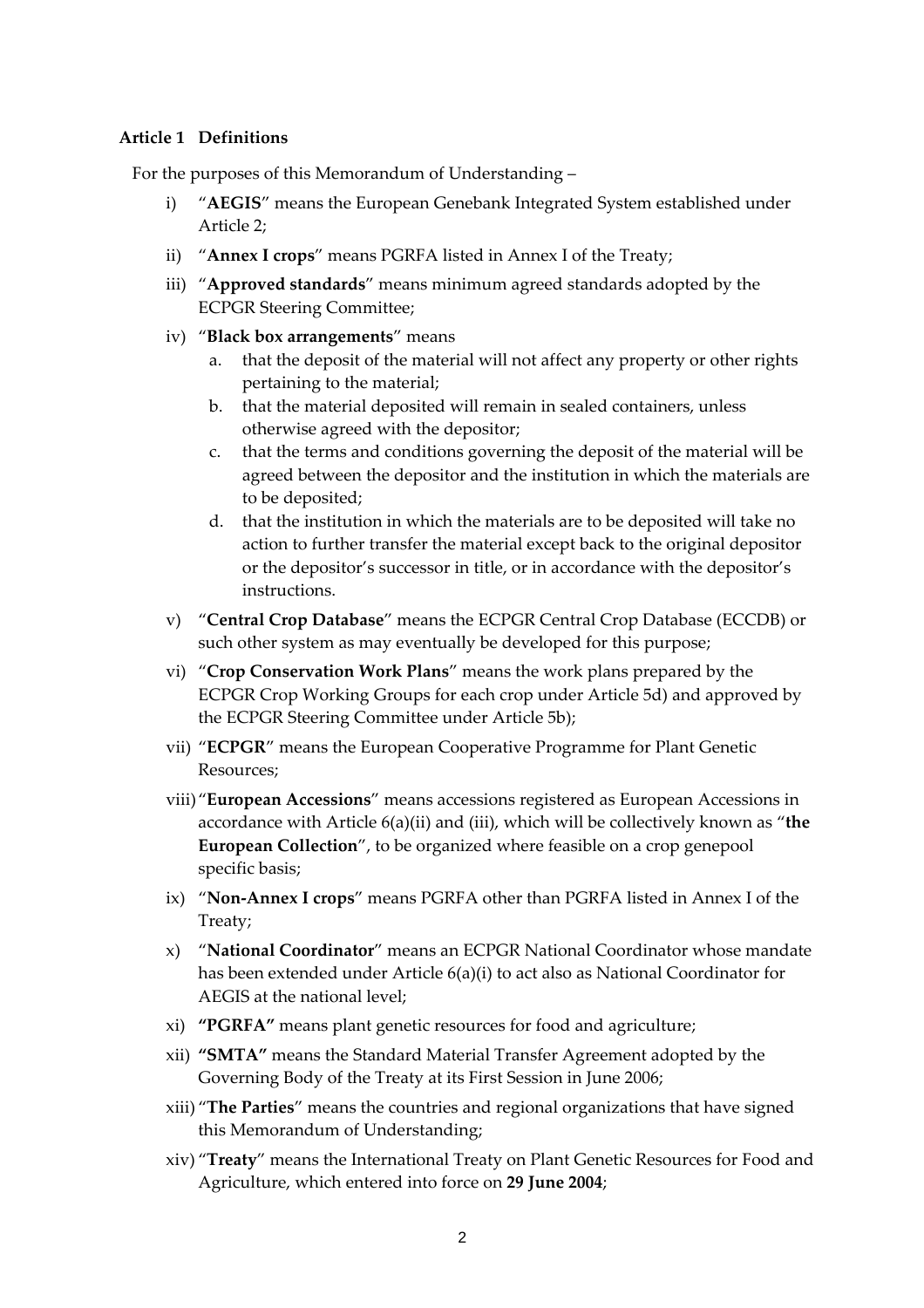**Article 1 Definitions**

For the purposes of this Memorandum of Understanding –

i) "**AEGIS**" means the European Genebank Integrated System established under Article 2;

ii) "**Annex I crops**" means PGRFA listed in Annex I of the Treaty;

iii) "**Approved standards**" means minimum agreed standards adopted by the ECPGR Steering Committee;

iv) "**Black box arrangements**" means

   a. that the deposit of the material will not affect any property or other rights pertaining to the material;

   b. that the material deposited will remain in sealed containers, unless otherwise agreed with the depositor;

   c. that the terms and conditions governing the deposit of the material will be agreed between the depositor and the institution in which the materials are to be deposited;

   d. that the institution in which the materials are to be deposited will take no action to further transfer the material except back to the original depositor or the depositor's successor in title, or in accordance with the depositor's instructions.

v) "**Central Crop Database**" means the ECPGR Central Crop Database (ECCDB) or such other system as may eventually be developed for this purpose;

vi) "**Crop Conservation Work Plans**" means the work plans prepared by the ECPGR Crop Working Groups for each crop under Article 5d) and approved by the ECPGR Steering Committee under Article 5b);

vii) "**ECPGR**" means the European Cooperative Programme for Plant Genetic Resources;

viii) "**European Accessions**" means accessions registered as European Accessions in accordance with Article 6(a)(ii) and (iii), which will be collectively known as "**the European Collection**", to be organized where feasible on a crop genepool specific basis;

ix) "**Non-Annex I crops**" means PGRFA other than PGRFA listed in Annex I of the Treaty;

x) "**National Coordinator**" means an ECPGR National Coordinator whose mandate has been extended under Article 6(a)(i) to act also as National Coordinator for AEGIS at the national level;

xi) **"PGRFA"** means plant genetic resources for food and agriculture;

xii) **"SMTA"** means the Standard Material Transfer Agreement adopted by the Governing Body of the Treaty at its First Session in June 2006;

xiii) "**The Parties**" means the countries and regional organizations that have signed this Memorandum of Understanding;

xiv) "**Treaty**" means the International Treaty on Plant Genetic Resources for Food and Agriculture, which entered into force on **29 June 2004**;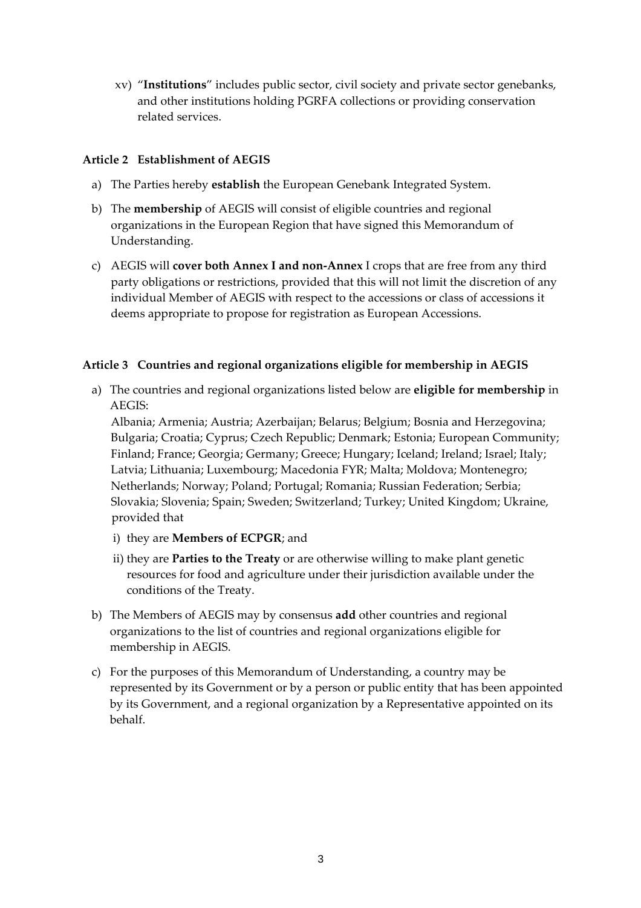xv) "**Institutions**" includes public sector, civil society and private sector genebanks, and other institutions holding PGRFA collections or providing conservation related services.

### Article 2 Establishment of AEGIS

a) The Parties hereby **establish** the European Genebank Integrated System.

b) The **membership** of AEGIS will consist of eligible countries and regional organizations in the European Region that have signed this Memorandum of Understanding.

c) AEGIS will **cover both Annex I and non-Annex** I crops that are free from any third party obligations or restrictions, provided that this will not limit the discretion of any individual Member of AEGIS with respect to the accessions or class of accessions it deems appropriate to propose for registration as European Accessions.

### Article 3 Countries and regional organizations eligible for membership in AEGIS

a) The countries and regional organizations listed below are **eligible for membership** in AEGIS:
Albania; Armenia; Austria; Azerbaijan; Belarus; Belgium; Bosnia and Herzegovina; Bulgaria; Croatia; Cyprus; Czech Republic; Denmark; Estonia; European Community; Finland; France; Georgia; Germany; Greece; Hungary; Iceland; Ireland; Israel; Italy; Latvia; Lithuania; Luxembourg; Macedonia FYR; Malta; Moldova; Montenegro; Netherlands; Norway; Poland; Portugal; Romania; Russian Federation; Serbia; Slovakia; Slovenia; Spain; Sweden; Switzerland; Turkey; United Kingdom; Ukraine, provided that

   i) they are **Members of ECPGR**; and

   ii) they are **Parties to the Treaty** or are otherwise willing to make plant genetic resources for food and agriculture under their jurisdiction available under the conditions of the Treaty.

b) The Members of AEGIS may by consensus **add** other countries and regional organizations to the list of countries and regional organizations eligible for membership in AEGIS.

c) For the purposes of this Memorandum of Understanding, a country may be represented by its Government or by a person or public entity that has been appointed by its Government, and a regional organization by a Representative appointed on its behalf.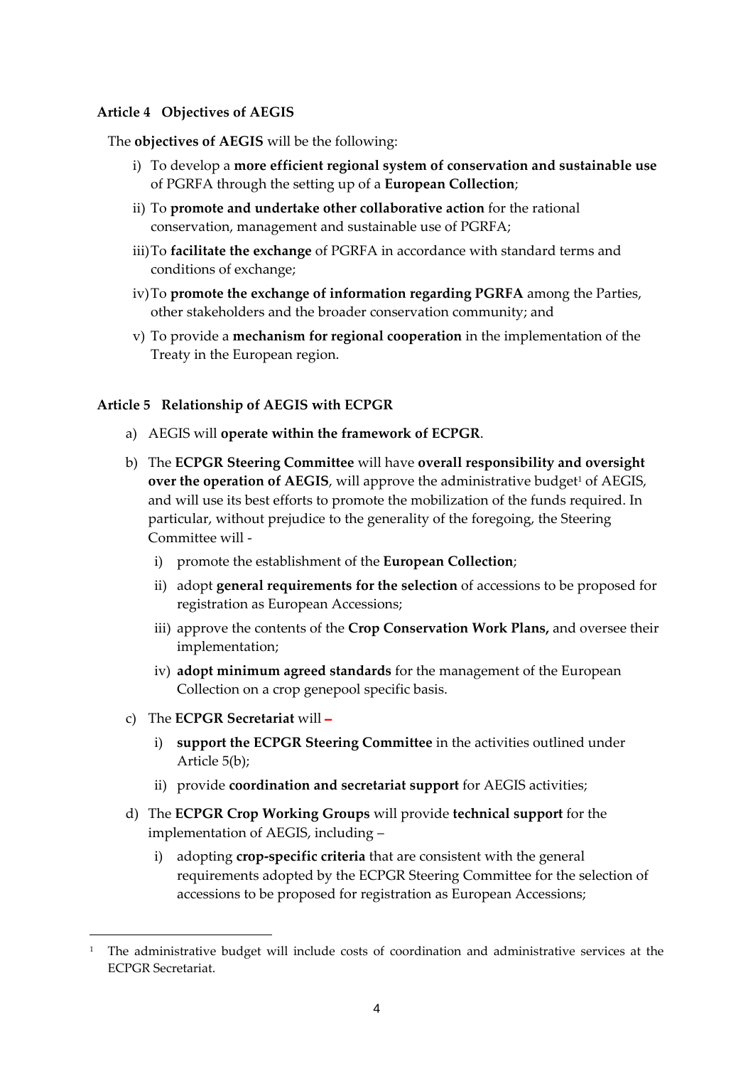### Article 4 Objectives of AEGIS

The **objectives of AEGIS** will be the following:

i) To develop a **more efficient regional system of conservation and sustainable use** of PGRFA through the setting up of a **European Collection**;

ii) To **promote and undertake other collaborative action** for the rational conservation, management and sustainable use of PGRFA;

iii) To **facilitate the exchange** of PGRFA in accordance with standard terms and conditions of exchange;

iv) To **promote the exchange of information regarding PGRFA** among the Parties, other stakeholders and the broader conservation community; and

v) To provide a **mechanism for regional cooperation** in the implementation of the Treaty in the European region.

### Article 5 Relationship of AEGIS with ECPGR

a) AEGIS will **operate within the framework of ECPGR**.

b) The **ECPGR Steering Committee** will have **overall responsibility and oversight over the operation of AEGIS**, will approve the administrative budget[1] of AEGIS, and will use its best efforts to promote the mobilization of the funds required. In particular, without prejudice to the generality of the foregoing, the Steering Committee will -

   i) promote the establishment of the **European Collection**;

   ii) adopt **general requirements for the selection** of accessions to be proposed for registration as European Accessions;

   iii) approve the contents of the **Crop Conservation Work Plans,** and oversee their implementation;

   iv) **adopt minimum agreed standards** for the management of the European Collection on a crop genepool specific basis.

c) The **ECPGR Secretariat** will –

   i) **support the ECPGR Steering Committee** in the activities outlined under Article 5(b);

   ii) provide **coordination and secretariat support** for AEGIS activities;

d) The **ECPGR Crop Working Groups** will provide **technical support** for the implementation of AEGIS, including –

   i) adopting **crop-specific criteria** that are consistent with the general requirements adopted by the ECPGR Steering Committee for the selection of accessions to be proposed for registration as European Accessions;

[1] The administrative budget will include costs of coordination and administrative services at the ECPGR Secretariat.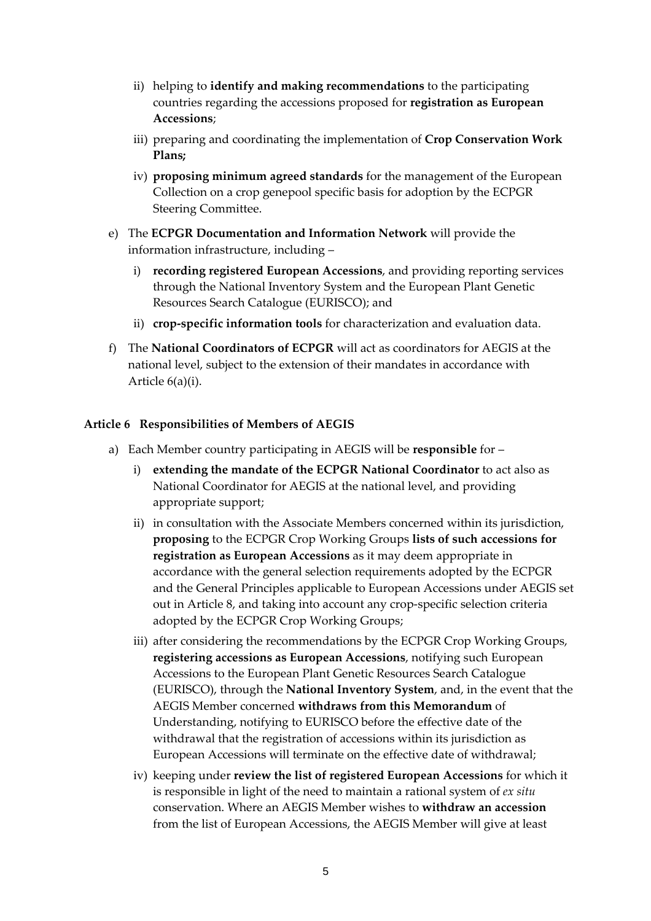ii) helping to **identify and making recommendations** to the participating countries regarding the accessions proposed for **registration as European Accessions**;

   iii) preparing and coordinating the implementation of **Crop Conservation Work Plans;**

   iv) **proposing minimum agreed standards** for the management of the European Collection on a crop genepool specific basis for adoption by the ECPGR Steering Committee.

e) The **ECPGR Documentation and Information Network** will provide the information infrastructure, including –

   i) **recording registered European Accessions**, and providing reporting services through the National Inventory System and the European Plant Genetic Resources Search Catalogue (EURISCO); and

   ii) **crop-specific information tools** for characterization and evaluation data.

f) The **National Coordinators of ECPGR** will act as coordinators for AEGIS at the national level, subject to the extension of their mandates in accordance with Article 6(a)(i).

### Article 6 Responsibilities of Members of AEGIS

a) Each Member country participating in AEGIS will be **responsible** for –

   i) **extending the mandate of the ECPGR National Coordinator** to act also as National Coordinator for AEGIS at the national level, and providing appropriate support;

   ii) in consultation with the Associate Members concerned within its jurisdiction, **proposing** to the ECPGR Crop Working Groups **lists of such accessions for registration as European Accessions** as it may deem appropriate in accordance with the general selection requirements adopted by the ECPGR and the General Principles applicable to European Accessions under AEGIS set out in Article 8, and taking into account any crop-specific selection criteria adopted by the ECPGR Crop Working Groups;

   iii) after considering the recommendations by the ECPGR Crop Working Groups, **registering accessions as European Accessions**, notifying such European Accessions to the European Plant Genetic Resources Search Catalogue (EURISCO), through the **National Inventory System**, and, in the event that the AEGIS Member concerned **withdraws from this Memorandum** of Understanding, notifying to EURISCO before the effective date of the withdrawal that the registration of accessions within its jurisdiction as European Accessions will terminate on the effective date of withdrawal;

   iv) keeping under **review the list of registered European Accessions** for which it is responsible in light of the need to maintain a rational system of *ex situ* conservation. Where an AEGIS Member wishes to **withdraw an accession** from the list of European Accessions, the AEGIS Member will give at least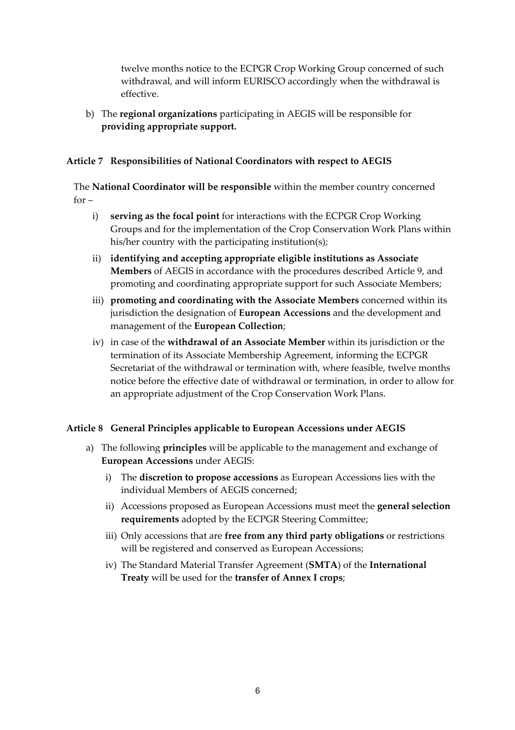twelve months notice to the ECPGR Crop Working Group concerned of such withdrawal, and will inform EURISCO accordingly when the withdrawal is effective.

b) The **regional organizations** participating in AEGIS will be responsible for **providing appropriate support.**

### Article 7 Responsibilities of National Coordinators with respect to AEGIS

The **National Coordinator will be responsible** within the member country concerned for –

i) **serving as the focal point** for interactions with the ECPGR Crop Working Groups and for the implementation of the Crop Conservation Work Plans within his/her country with the participating institution(s);

ii) **identifying and accepting appropriate eligible institutions as Associate Members** of AEGIS in accordance with the procedures described Article 9, and promoting and coordinating appropriate support for such Associate Members;

iii) **promoting and coordinating with the Associate Members** concerned within its jurisdiction the designation of **European Accessions** and the development and management of the **European Collection**;

iv) in case of the **withdrawal of an Associate Member** within its jurisdiction or the termination of its Associate Membership Agreement, informing the ECPGR Secretariat of the withdrawal or termination with, where feasible, twelve months notice before the effective date of withdrawal or termination, in order to allow for an appropriate adjustment of the Crop Conservation Work Plans.

### Article 8 General Principles applicable to European Accessions under AEGIS

a) The following **principles** will be applicable to the management and exchange of **European Accessions** under AEGIS:

i) The **discretion to propose accessions** as European Accessions lies with the individual Members of AEGIS concerned;

ii) Accessions proposed as European Accessions must meet the **general selection requirements** adopted by the ECPGR Steering Committee;

iii) Only accessions that are **free from any third party obligations** or restrictions will be registered and conserved as European Accessions;

iv) The Standard Material Transfer Agreement (**SMTA**) of the **International Treaty** will be used for the **transfer of Annex I crops**;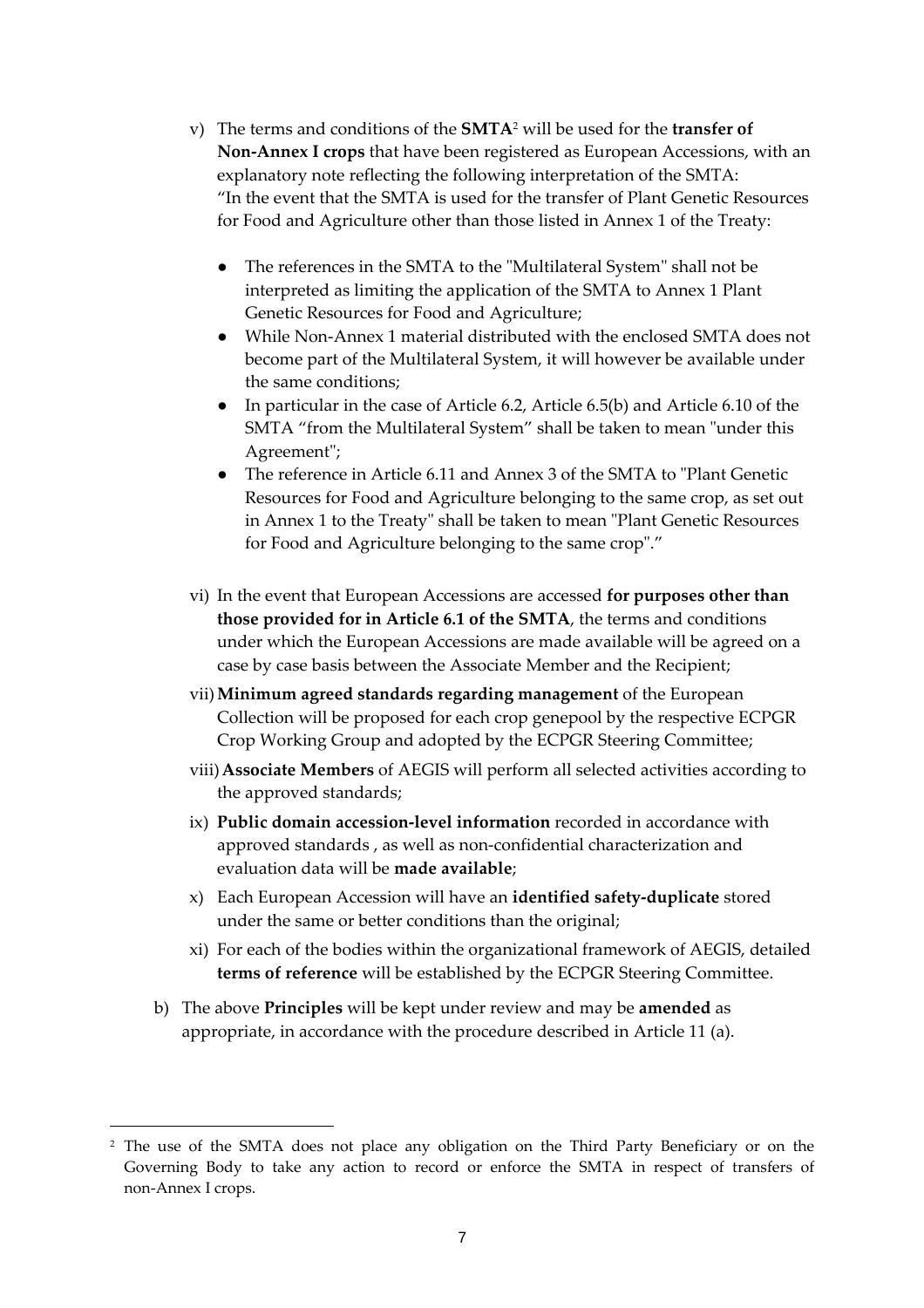v) The terms and conditions of the **SMTA**[2] will be used for the **transfer of Non-Annex I crops** that have been registered as European Accessions, with an explanatory note reflecting the following interpretation of the SMTA: "In the event that the SMTA is used for the transfer of Plant Genetic Resources for Food and Agriculture other than those listed in Annex 1 of the Treaty:

   - The references in the SMTA to the "Multilateral System" shall not be interpreted as limiting the application of the SMTA to Annex 1 Plant Genetic Resources for Food and Agriculture;
   - While Non-Annex 1 material distributed with the enclosed SMTA does not become part of the Multilateral System, it will however be available under the same conditions;
   - In particular in the case of Article 6.2, Article 6.5(b) and Article 6.10 of the SMTA "from the Multilateral System" shall be taken to mean "under this Agreement";
   - The reference in Article 6.11 and Annex 3 of the SMTA to "Plant Genetic Resources for Food and Agriculture belonging to the same crop, as set out in Annex 1 to the Treaty" shall be taken to mean "Plant Genetic Resources for Food and Agriculture belonging to the same crop"."

vi) In the event that European Accessions are accessed **for purposes other than those provided for in Article 6.1 of the SMTA**, the terms and conditions under which the European Accessions are made available will be agreed on a case by case basis between the Associate Member and the Recipient;

vii) **Minimum agreed standards regarding management** of the European Collection will be proposed for each crop genepool by the respective ECPGR Crop Working Group and adopted by the ECPGR Steering Committee;

viii) **Associate Members** of AEGIS will perform all selected activities according to the approved standards;

ix) **Public domain accession-level information** recorded in accordance with approved standards , as well as non-confidential characterization and evaluation data will be **made available**;

x) Each European Accession will have an **identified safety-duplicate** stored under the same or better conditions than the original;

xi) For each of the bodies within the organizational framework of AEGIS, detailed **terms of reference** will be established by the ECPGR Steering Committee.

b) The above **Principles** will be kept under review and may be **amended** as appropriate, in accordance with the procedure described in Article 11 (a).

---

[2] The use of the SMTA does not place any obligation on the Third Party Beneficiary or on the Governing Body to take any action to record or enforce the SMTA in respect of transfers of non-Annex I crops.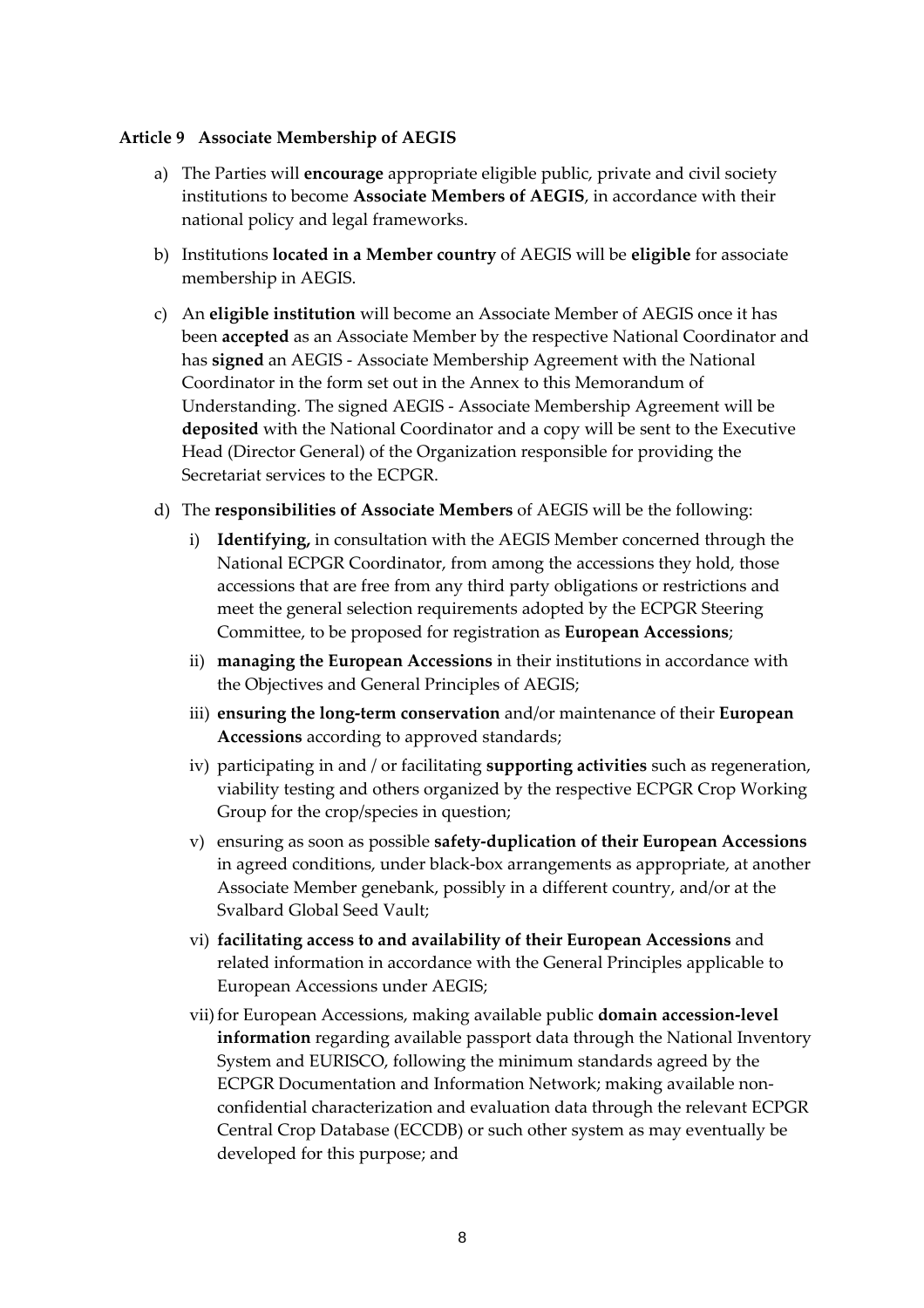**Article 9 Associate Membership of AEGIS**

a) The Parties will **encourage** appropriate eligible public, private and civil society institutions to become **Associate Members of AEGIS**, in accordance with their national policy and legal frameworks.

b) Institutions **located in a Member country** of AEGIS will be **eligible** for associate membership in AEGIS.

c) An **eligible institution** will become an Associate Member of AEGIS once it has been **accepted** as an Associate Member by the respective National Coordinator and has **signed** an AEGIS - Associate Membership Agreement with the National Coordinator in the form set out in the Annex to this Memorandum of Understanding. The signed AEGIS - Associate Membership Agreement will be **deposited** with the National Coordinator and a copy will be sent to the Executive Head (Director General) of the Organization responsible for providing the Secretariat services to the ECPGR.

d) The **responsibilities of Associate Members** of AEGIS will be the following:

   i) **Identifying,** in consultation with the AEGIS Member concerned through the National ECPGR Coordinator, from among the accessions they hold, those accessions that are free from any third party obligations or restrictions and meet the general selection requirements adopted by the ECPGR Steering Committee, to be proposed for registration as **European Accessions**;

   ii) **managing the European Accessions** in their institutions in accordance with the Objectives and General Principles of AEGIS;

   iii) **ensuring the long-term conservation** and/or maintenance of their **European Accessions** according to approved standards;

   iv) participating in and / or facilitating **supporting activities** such as regeneration, viability testing and others organized by the respective ECPGR Crop Working Group for the crop/species in question;

   v) ensuring as soon as possible **safety-duplication of their European Accessions** in agreed conditions, under black-box arrangements as appropriate, at another Associate Member genebank, possibly in a different country, and/or at the Svalbard Global Seed Vault;

   vi) **facilitating access to and availability of their European Accessions** and related information in accordance with the General Principles applicable to European Accessions under AEGIS;

   vii) for European Accessions, making available public **domain accession-level information** regarding available passport data through the National Inventory System and EURISCO, following the minimum standards agreed by the ECPGR Documentation and Information Network; making available non-confidential characterization and evaluation data through the relevant ECPGR Central Crop Database (ECCDB) or such other system as may eventually be developed for this purpose; and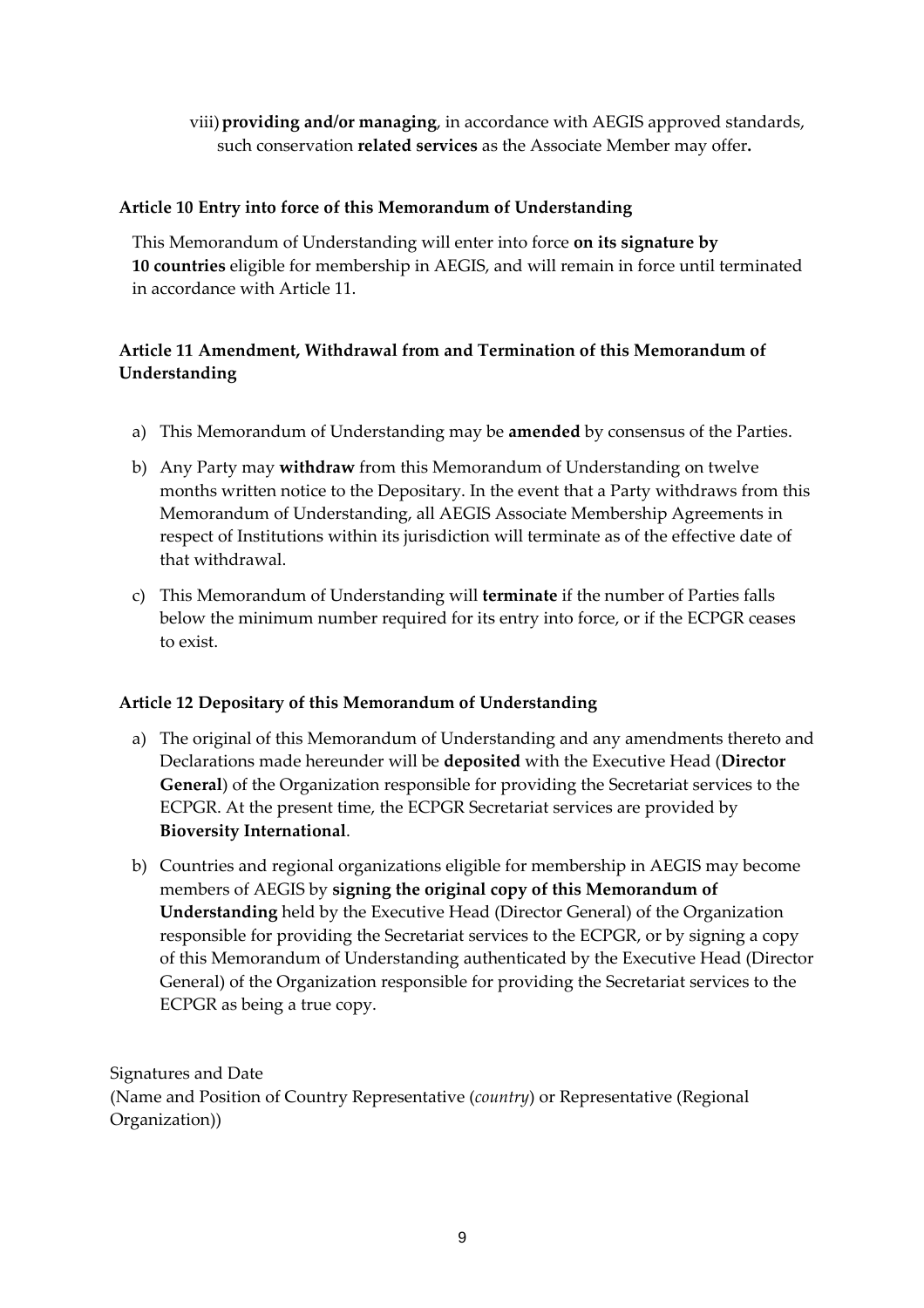viii) **providing and/or managing**, in accordance with AEGIS approved standards, such conservation **related services** as the Associate Member may offer**.**

**Article 10 Entry into force of this Memorandum of Understanding**

This Memorandum of Understanding will enter into force **on its signature by 10 countries** eligible for membership in AEGIS, and will remain in force until terminated in accordance with Article 11.

**Article 11 Amendment, Withdrawal from and Termination of this Memorandum of Understanding**

a) This Memorandum of Understanding may be **amended** by consensus of the Parties.

b) Any Party may **withdraw** from this Memorandum of Understanding on twelve months written notice to the Depositary. In the event that a Party withdraws from this Memorandum of Understanding, all AEGIS Associate Membership Agreements in respect of Institutions within its jurisdiction will terminate as of the effective date of that withdrawal.

c) This Memorandum of Understanding will **terminate** if the number of Parties falls below the minimum number required for its entry into force, or if the ECPGR ceases to exist.

**Article 12 Depositary of this Memorandum of Understanding**

a) The original of this Memorandum of Understanding and any amendments thereto and Declarations made hereunder will be **deposited** with the Executive Head (**Director General**) of the Organization responsible for providing the Secretariat services to the ECPGR. At the present time, the ECPGR Secretariat services are provided by **Bioversity International**.

b) Countries and regional organizations eligible for membership in AEGIS may become members of AEGIS by **signing the original copy of this Memorandum of Understanding** held by the Executive Head (Director General) of the Organization responsible for providing the Secretariat services to the ECPGR, or by signing a copy of this Memorandum of Understanding authenticated by the Executive Head (Director General) of the Organization responsible for providing the Secretariat services to the ECPGR as being a true copy.

Signatures and Date
(Name and Position of Country Representative (*country*) or Representative (Regional Organization))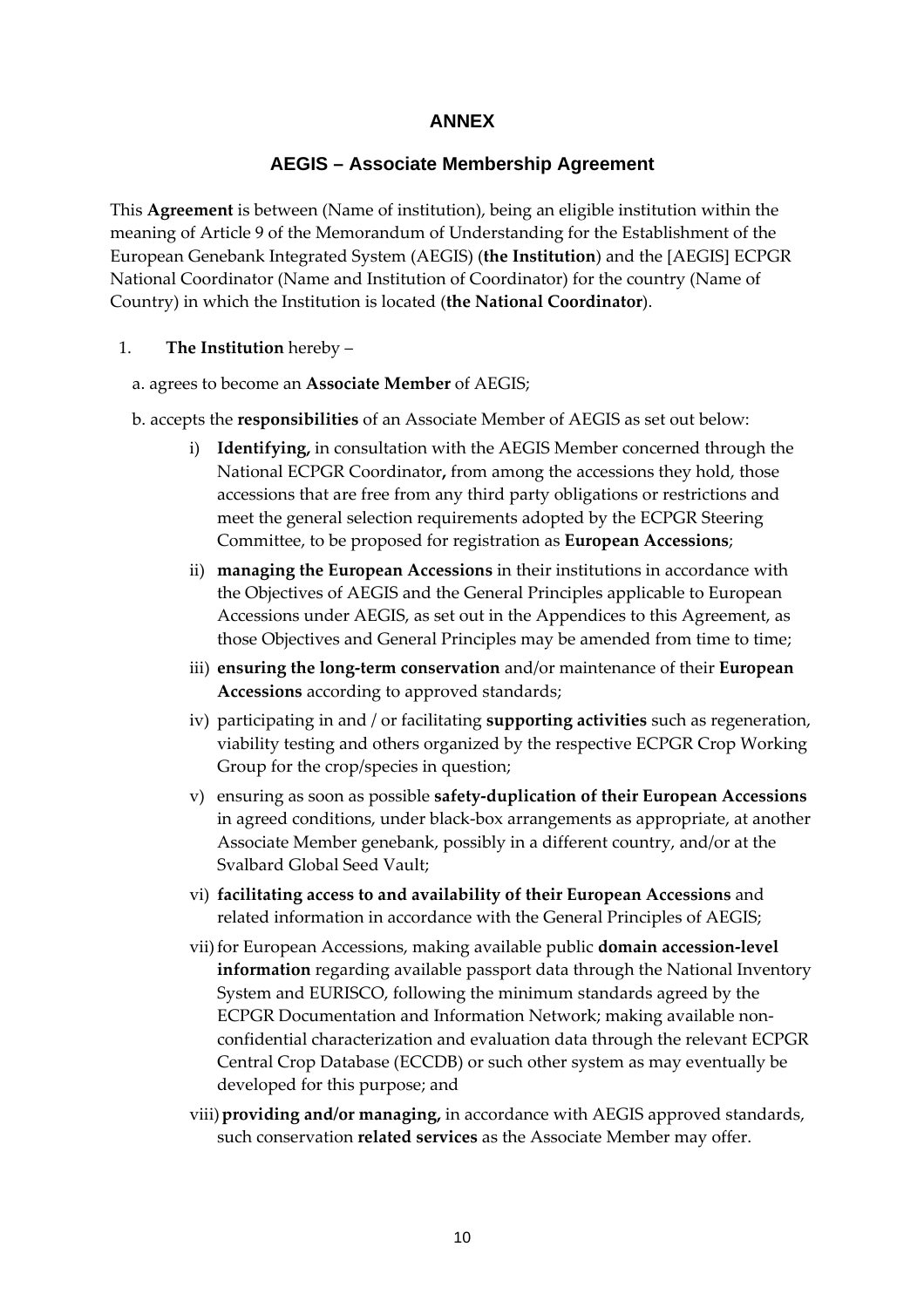# ANNEX

## AEGIS – Associate Membership Agreement

This **Agreement** is between (Name of institution), being an eligible institution within the meaning of Article 9 of the Memorandum of Understanding for the Establishment of the European Genebank Integrated System (AEGIS) (**the Institution**) and the [AEGIS] ECPGR National Coordinator (Name and Institution of Coordinator) for the country (Name of Country) in which the Institution is located (**the National Coordinator**).

1. **The Institution** hereby –

   a. agrees to become an **Associate Member** of AEGIS;

   b. accepts the **responsibilities** of an Associate Member of AEGIS as set out below:

      i) **Identifying,** in consultation with the AEGIS Member concerned through the National ECPGR Coordinator**,** from among the accessions they hold, those accessions that are free from any third party obligations or restrictions and meet the general selection requirements adopted by the ECPGR Steering Committee, to be proposed for registration as **European Accessions**;

      ii) **managing the European Accessions** in their institutions in accordance with the Objectives of AEGIS and the General Principles applicable to European Accessions under AEGIS, as set out in the Appendices to this Agreement, as those Objectives and General Principles may be amended from time to time;

      iii) **ensuring the long-term conservation** and/or maintenance of their **European Accessions** according to approved standards;

      iv) participating in and / or facilitating **supporting activities** such as regeneration, viability testing and others organized by the respective ECPGR Crop Working Group for the crop/species in question;

      v) ensuring as soon as possible **safety-duplication of their European Accessions** in agreed conditions, under black-box arrangements as appropriate, at another Associate Member genebank, possibly in a different country, and/or at the Svalbard Global Seed Vault;

      vi) **facilitating access to and availability of their European Accessions** and related information in accordance with the General Principles of AEGIS;

      vii) for European Accessions, making available public **domain accession-level information** regarding available passport data through the National Inventory System and EURISCO, following the minimum standards agreed by the ECPGR Documentation and Information Network; making available non-confidential characterization and evaluation data through the relevant ECPGR Central Crop Database (ECCDB) or such other system as may eventually be developed for this purpose; and

      viii) **providing and/or managing,** in accordance with AEGIS approved standards, such conservation **related services** as the Associate Member may offer.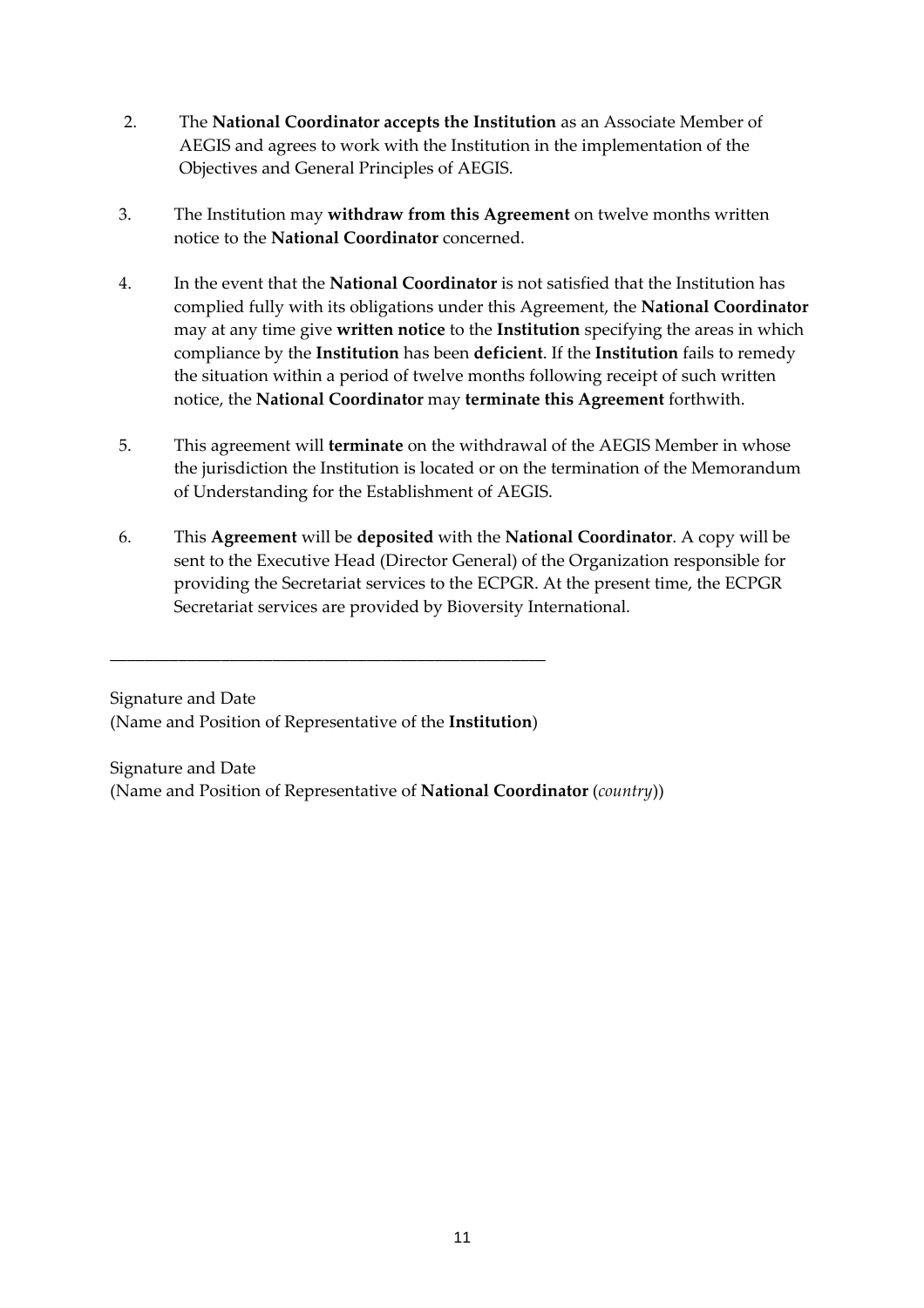2. The **National Coordinator accepts the Institution** as an Associate Member of AEGIS and agrees to work with the Institution in the implementation of the Objectives and General Principles of AEGIS.

3. The Institution may **withdraw from this Agreement** on twelve months written notice to the **National Coordinator** concerned.

4. In the event that the **National Coordinator** is not satisfied that the Institution has complied fully with its obligations under this Agreement, the **National Coordinator** may at any time give **written notice** to the **Institution** specifying the areas in which compliance by the **Institution** has been **deficient**. If the **Institution** fails to remedy the situation within a period of twelve months following receipt of such written notice, the **National Coordinator** may **terminate this Agreement** forthwith.

5. This agreement will **terminate** on the withdrawal of the AEGIS Member in whose the jurisdiction the Institution is located or on the termination of the Memorandum of Understanding for the Establishment of AEGIS.

6. This **Agreement** will be **deposited** with the **National Coordinator**. A copy will be sent to the Executive Head (Director General) of the Organization responsible for providing the Secretariat services to the ECPGR. At the present time, the ECPGR Secretariat services are provided by Bioversity International.

_____________________________________________

Signature and Date
(Name and Position of Representative of the **Institution**)

Signature and Date
(Name and Position of Representative of **National Coordinator** (*country*))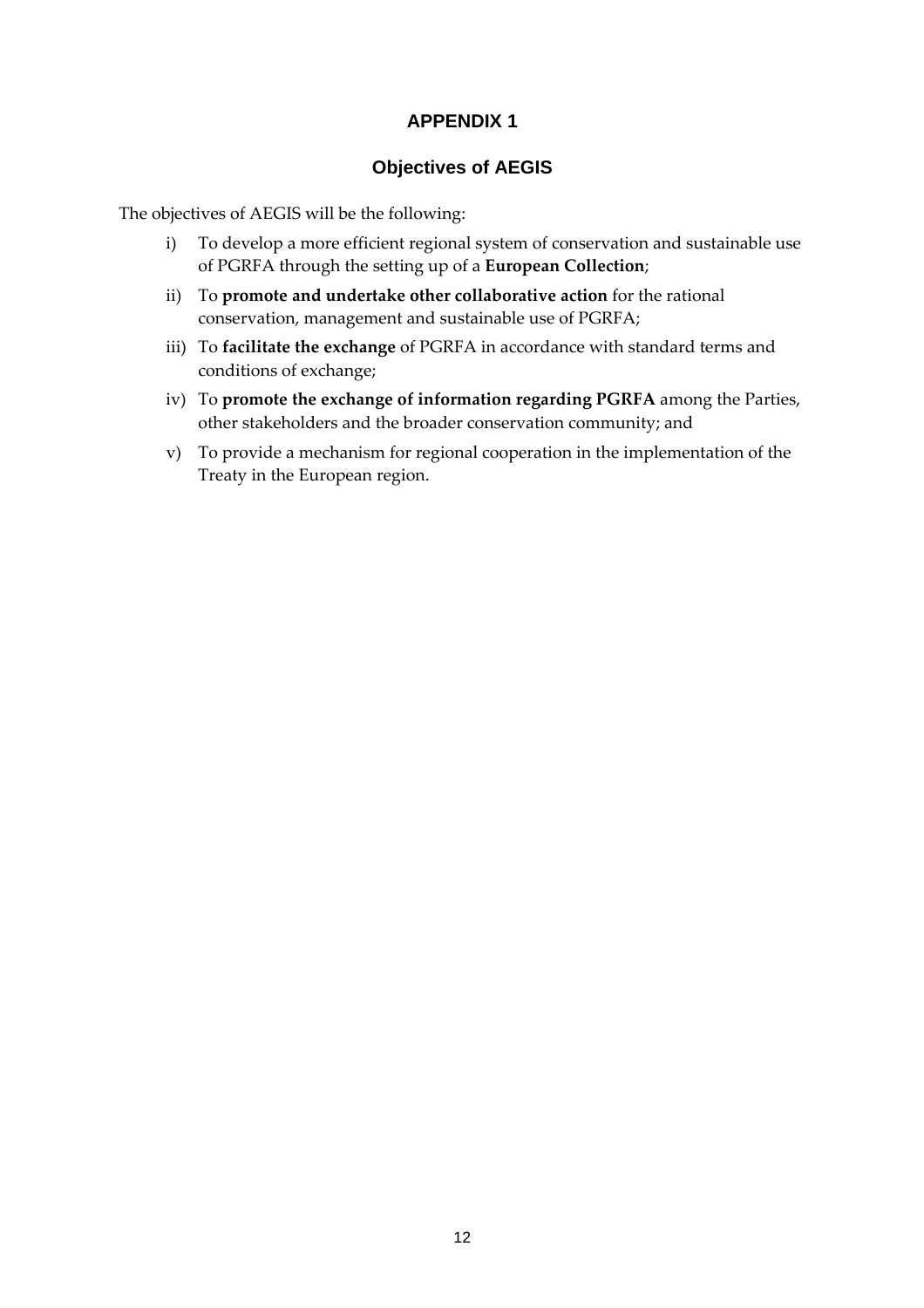# APPENDIX 1

## Objectives of AEGIS

The objectives of AEGIS will be the following:

i) To develop a more efficient regional system of conservation and sustainable use of PGRFA through the setting up of a **European Collection**;

ii) To **promote and undertake other collaborative action** for the rational conservation, management and sustainable use of PGRFA;

iii) To **facilitate the exchange** of PGRFA in accordance with standard terms and conditions of exchange;

iv) To **promote the exchange of information regarding PGRFA** among the Parties, other stakeholders and the broader conservation community; and

v) To provide a mechanism for regional cooperation in the implementation of the Treaty in the European region.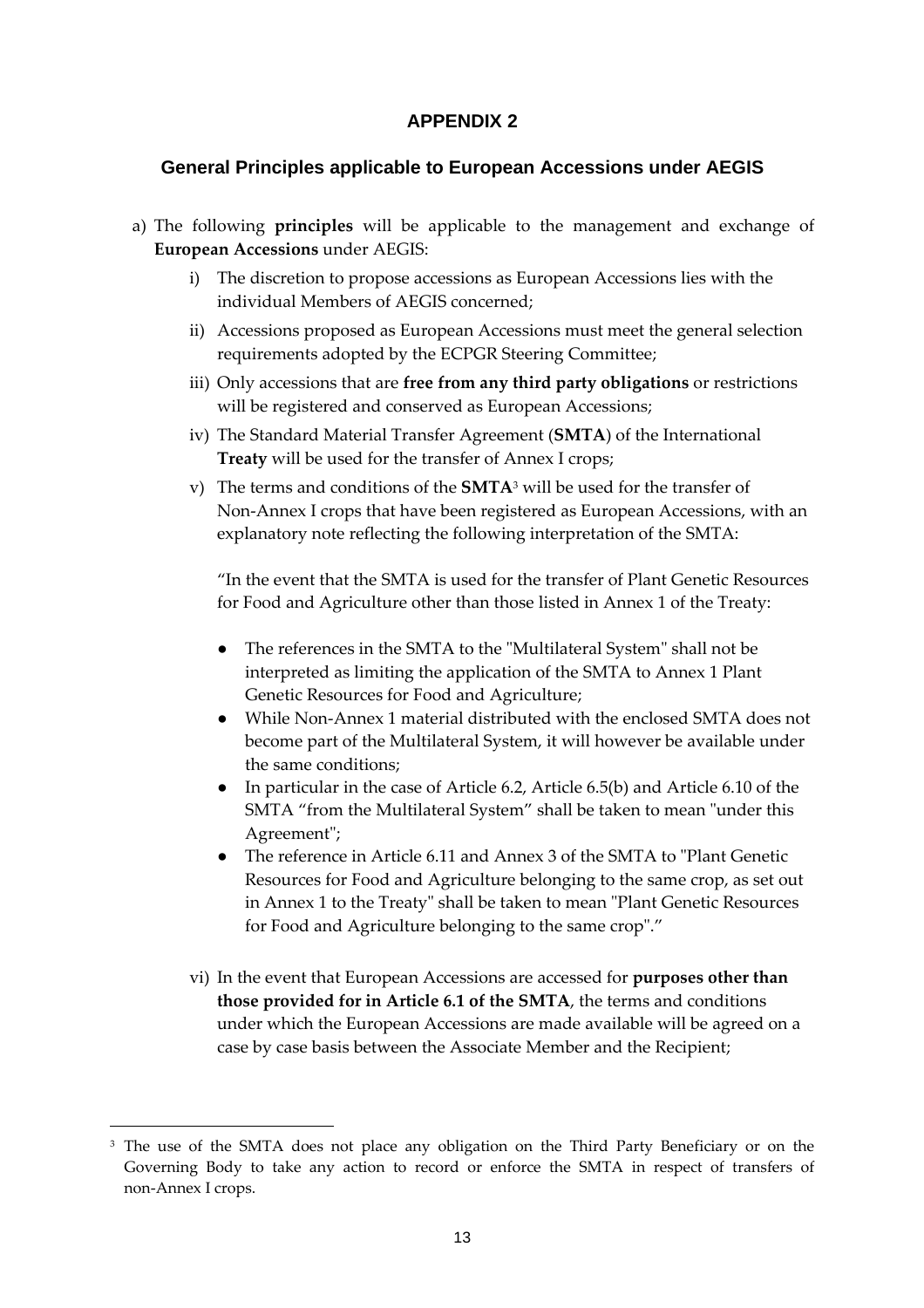# APPENDIX 2

## General Principles applicable to European Accessions under AEGIS

a) The following **principles** will be applicable to the management and exchange of **European Accessions** under AEGIS:

   i) The discretion to propose accessions as European Accessions lies with the individual Members of AEGIS concerned;

   ii) Accessions proposed as European Accessions must meet the general selection requirements adopted by the ECPGR Steering Committee;

   iii) Only accessions that are **free from any third party obligations** or restrictions will be registered and conserved as European Accessions;

   iv) The Standard Material Transfer Agreement (**SMTA**) of the International **Treaty** will be used for the transfer of Annex I crops;

   v) The terms and conditions of the **SMTA**[3] will be used for the transfer of Non-Annex I crops that have been registered as European Accessions, with an explanatory note reflecting the following interpretation of the SMTA:

   "In the event that the SMTA is used for the transfer of Plant Genetic Resources for Food and Agriculture other than those listed in Annex 1 of the Treaty:

   - The references in the SMTA to the "Multilateral System" shall not be interpreted as limiting the application of the SMTA to Annex 1 Plant Genetic Resources for Food and Agriculture;
   - While Non-Annex 1 material distributed with the enclosed SMTA does not become part of the Multilateral System, it will however be available under the same conditions;
   - In particular in the case of Article 6.2, Article 6.5(b) and Article 6.10 of the SMTA "from the Multilateral System" shall be taken to mean "under this Agreement";
   - The reference in Article 6.11 and Annex 3 of the SMTA to "Plant Genetic Resources for Food and Agriculture belonging to the same crop, as set out in Annex 1 to the Treaty" shall be taken to mean "Plant Genetic Resources for Food and Agriculture belonging to the same crop"."

   vi) In the event that European Accessions are accessed for **purposes other than those provided for in Article 6.1 of the SMTA**, the terms and conditions under which the European Accessions are made available will be agreed on a case by case basis between the Associate Member and the Recipient;

---

[3] The use of the SMTA does not place any obligation on the Third Party Beneficiary or on the Governing Body to take any action to record or enforce the SMTA in respect of transfers of non-Annex I crops.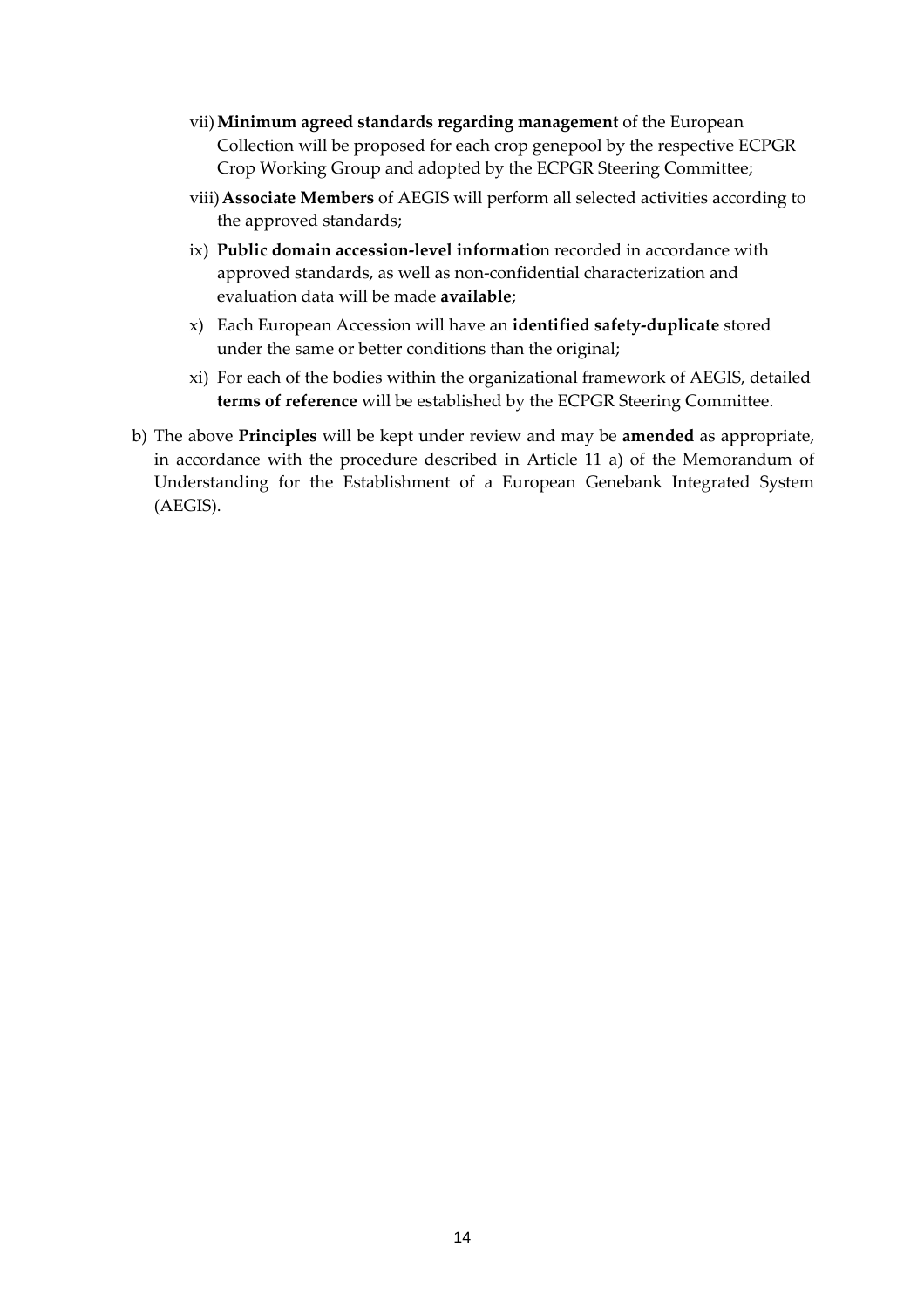vii) **Minimum agreed standards regarding management** of the European Collection will be proposed for each crop genepool by the respective ECPGR Crop Working Group and adopted by the ECPGR Steering Committee;

viii) **Associate Members** of AEGIS will perform all selected activities according to the approved standards;

ix) **Public domain accession-level informatio**n recorded in accordance with approved standards, as well as non-confidential characterization and evaluation data will be made **available**;

x) Each European Accession will have an **identified safety-duplicate** stored under the same or better conditions than the original;

xi) For each of the bodies within the organizational framework of AEGIS, detailed **terms of reference** will be established by the ECPGR Steering Committee.

b) The above **Principles** will be kept under review and may be **amended** as appropriate, in accordance with the procedure described in Article 11 a) of the Memorandum of Understanding for the Establishment of a European Genebank Integrated System (AEGIS).